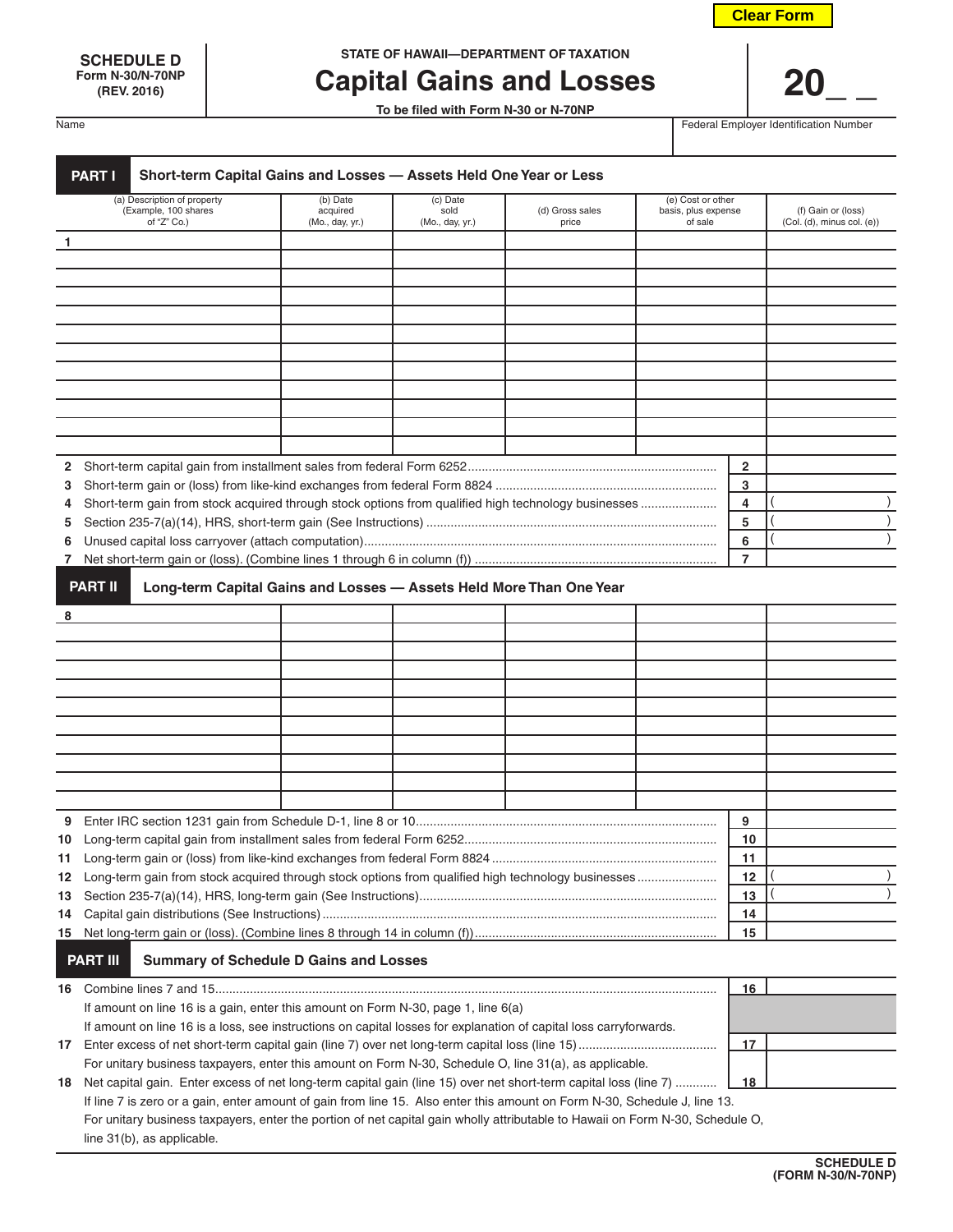Clear Form

**SCHEDULE D**
**Form N-30/N-70NP**
**(REV. 2016)**

STATE OF HAWAII—DEPARTMENT OF TAXATION

# Capital Gains and Losses

**To be filed with Form N-30 or N-70NP**

**20_ _**

| Name | Federal Employer Identification Number |
|---|---|
| | |

## PART I Short-term Capital Gains and Losses — Assets Held One Year or Less

| (a) Description of property (Example, 100 shares of "Z" Co.) | (b) Date acquired (Mo., day, yr.) | (c) Date sold (Mo., day, yr.) | (d) Gross sales price | (e) Cost or other basis, plus expense of sale | (f) Gain or (loss) (Col. (d), minus col. (e)) |
|---|---|---|---|---|---|
| 1 | | | | | |
| | | | | | |
| | | | | | |
| | | | | | |
| | | | | | |
| | | | | | |
| | | | | | |
| | | | | | |
| | | | | | |
| | | | | | |
| | | | | | |
| | | | | | |

| Line | Description | Line | Amount |
|---|---|---|---|
| 2 | Short-term capital gain from installment sales from federal Form 6252 | 2 | |
| 3 | Short-term gain or (loss) from like-kind exchanges from federal Form 8824 | 3 | |
| 4 | Short-term gain from stock acquired through stock options from qualified high technology businesses | 4 | ( ) |
| 5 | Section 235-7(a)(14), HRS, short-term gain (See Instructions) | 5 | ( ) |
| 6 | Unused capital loss carryover (attach computation) | 6 | ( ) |
| 7 | Net short-term gain or (loss). (Combine lines 1 through 6 in column (f)) | 7 | |

## PART II Long-term Capital Gains and Losses — Assets Held More Than One Year

| (a) Description of property | (b) Date acquired | (c) Date sold | (d) Gross sales price | (e) Cost or other basis, plus expense of sale | (f) Gain or (loss) |
|---|---|---|---|---|---|
| 8 | | | | | |
| | | | | | |
| | | | | | |
| | | | | | |
| | | | | | |
| | | | | | |
| | | | | | |
| | | | | | |
| | | | | | |
| | | | | | |
| | | | | | |

| Line | Description | Line | Amount |
|---|---|---|---|
| 9 | Enter IRC section 1231 gain from Schedule D-1, line 8 or 10 | 9 | |
| 10 | Long-term capital gain from installment sales from federal Form 6252 | 10 | |
| 11 | Long-term gain or (loss) from like-kind exchanges from federal Form 8824 | 11 | |
| 12 | Long-term gain from stock acquired through stock options from qualified high technology businesses | 12 | ( ) |
| 13 | Section 235-7(a)(14), HRS, long-term gain (See Instructions) | 13 | ( ) |
| 14 | Capital gain distributions (See Instructions) | 14 | |
| 15 | Net long-term gain or (loss). (Combine lines 8 through 14 in column (f)) | 15 | |

## PART III Summary of Schedule D Gains and Losses

**16** Combine lines 7 and 15 ..... **16** ______

If amount on line 16 is a gain, enter this amount on Form N-30, page 1, line 6(a)

If amount on line 16 is a loss, see instructions on capital losses for explanation of capital loss carryforwards.

**17** Enter excess of net short-term capital gain (line 7) over net long-term capital loss (line 15) ..... **17** ______

For unitary business taxpayers, enter this amount on Form N-30, Schedule O, line 31(a), as applicable.

**18** Net capital gain. Enter excess of net long-term capital gain (line 15) over net short-term capital loss (line 7) ..... **18** ______

If line 7 is zero or a gain, enter amount of gain from line 15. Also enter this amount on Form N-30, Schedule J, line 13.

For unitary business taxpayers, enter the portion of net capital gain wholly attributable to Hawaii on Form N-30, Schedule O, line 31(b), as applicable.

**SCHEDULE D**
**(FORM N-30/N-70NP)**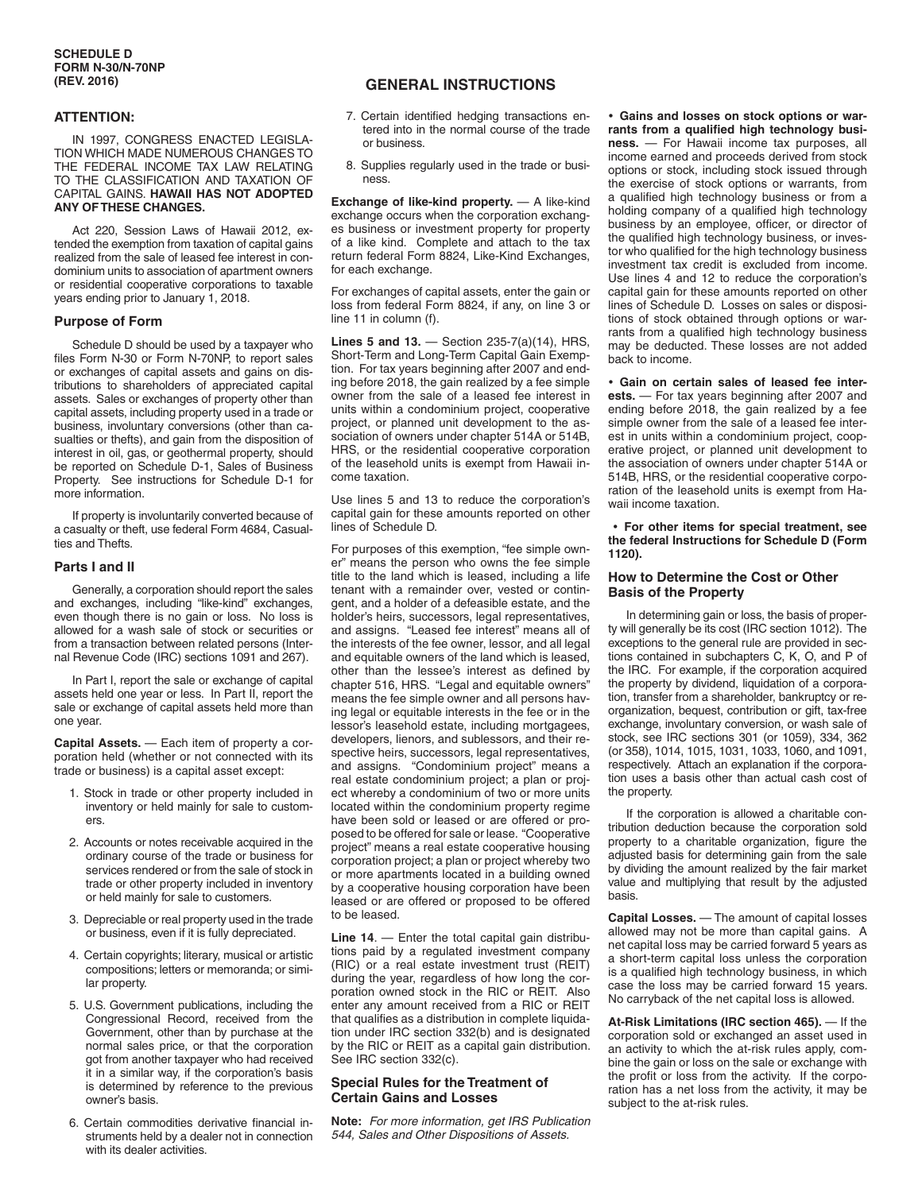SCHEDULE D
FORM N-30/N-70NP
(REV. 2016)

# GENERAL INSTRUCTIONS

### ATTENTION:

IN 1997, CONGRESS ENACTED LEGISLATION WHICH MADE NUMEROUS CHANGES TO THE FEDERAL INCOME TAX LAW RELATING TO THE CLASSIFICATION AND TAXATION OF CAPITAL GAINS. **HAWAII HAS NOT ADOPTED ANY OF THESE CHANGES.**

Act 220, Session Laws of Hawaii 2012, extended the exemption from taxation of capital gains realized from the sale of leased fee interest in condominium units to association of apartment owners or residential cooperative corporations to taxable years ending prior to January 1, 2018.

## Purpose of Form

Schedule D should be used by a taxpayer who files Form N-30 or Form N-70NP, to report sales or exchanges of capital assets and gains on distributions to shareholders of appreciated capital assets. Sales or exchanges of property other than capital assets, including property used in a trade or business, involuntary conversions (other than casualties or thefts), and gain from the disposition of interest in oil, gas, or geothermal property, should be reported on Schedule D-1, Sales of Business Property. See instructions for Schedule D-1 for more information.

If property is involuntarily converted because of a casualty or theft, use federal Form 4684, Casualties and Thefts.

## Parts I and II

Generally, a corporation should report the sales and exchanges, including "like-kind" exchanges, even though there is no gain or loss. No loss is allowed for a wash sale of stock or securities or from a transaction between related persons (Internal Revenue Code (IRC) sections 1091 and 267).

In Part I, report the sale or exchange of capital assets held one year or less. In Part II, report the sale or exchange of capital assets held more than one year.

**Capital Assets.** — Each item of property a corporation held (whether or not connected with its trade or business) is a capital asset except:

1. Stock in trade or other property included in inventory or held mainly for sale to customers.
2. Accounts or notes receivable acquired in the ordinary course of the trade or business for services rendered or from the sale of stock in trade or other property included in inventory or held mainly for sale to customers.
3. Depreciable or real property used in the trade or business, even if it is fully depreciated.
4. Certain copyrights; literary, musical or artistic compositions; letters or memoranda; or similar property.
5. U.S. Government publications, including the Congressional Record, received from the Government, other than by purchase at the normal sales price, or that the corporation got from another taxpayer who had received it in a similar way, if the corporation's basis is determined by reference to the previous owner's basis.
6. Certain commodities derivative financial instruments held by a dealer not in connection with its dealer activities.
7. Certain identified hedging transactions entered into in the normal course of the trade or business.
8. Supplies regularly used in the trade or business.

**Exchange of like-kind property.** — A like-kind exchange occurs when the corporation exchanges business or investment property for property of a like kind. Complete and attach to the tax return federal Form 8824, Like-Kind Exchanges, for each exchange.

For exchanges of capital assets, enter the gain or loss from federal Form 8824, if any, on line 3 or line 11 in column (f).

**Lines 5 and 13.** — Section 235-7(a)(14), HRS, Short-Term and Long-Term Capital Gain Exemption. For tax years beginning after 2007 and ending before 2018, the gain realized by a fee simple owner from the sale of a leased fee interest in units within a condominium project, cooperative project, or planned unit development to the association of owners under chapter 514A or 514B, HRS, or the residential cooperative corporation of the leasehold units is exempt from Hawaii income taxation.

Use lines 5 and 13 to reduce the corporation's capital gain for these amounts reported on other lines of Schedule D.

For purposes of this exemption, "fee simple owner" means the person who owns the fee simple title to the land which is leased, including a life tenant with a remainder over, vested or contingent, and a holder of a defeasible estate, and the holder's heirs, successors, legal representatives, and assigns. "Leased fee interest" means all of the interests of the fee owner, lessor, and all legal and equitable owners of the land which is leased, other than the lessee's interest as defined by chapter 516, HRS. "Legal and equitable owners" means the fee simple owner and all persons having legal or equitable interests in the fee or in the lessor's leasehold estate, including mortgagees, developers, lienors, and sublessors, and their respective heirs, successors, legal representatives, and assigns. "Condominium project" means a real estate condominium project; a plan or project whereby a condominium of two or more units located within the condominium property regime have been sold or leased or are offered or proposed to be offered for sale or lease. "Cooperative project" means a real estate cooperative housing corporation project; a plan or project whereby two or more apartments located in a building owned by a cooperative housing corporation have been leased or are offered or proposed to be offered to be leased.

**Line 14**. — Enter the total capital gain distributions paid by a regulated investment company (RIC) or a real estate investment trust (REIT) during the year, regardless of how long the corporation owned stock in the RIC or REIT. Also enter any amount received from a RIC or REIT that qualifies as a distribution in complete liquidation under IRC section 332(b) and is designated by the RIC or REIT as a capital gain distribution. See IRC section 332(c).

## Special Rules for the Treatment of Certain Gains and Losses

**Note:** *For more information, get IRS Publication 544, Sales and Other Dispositions of Assets.*

- **Gains and losses on stock options or warrants from a qualified high technology business.** — For Hawaii income tax purposes, all income earned and proceeds derived from stock options or stock, including stock issued through the exercise of stock options or warrants, from a qualified high technology business or from a holding company of a qualified high technology business by an employee, officer, or director of the qualified high technology business, or investor who qualified for the high technology business investment tax credit is excluded from income. Use lines 4 and 12 to reduce the corporation's capital gain for these amounts reported on other lines of Schedule D. Losses on sales or dispositions of stock obtained through options or warrants from a qualified high technology business may be deducted. These losses are not added back to income.

- **Gain on certain sales of leased fee interests.** — For tax years beginning after 2007 and ending before 2018, the gain realized by a fee simple owner from the sale of a leased fee interest in units within a condominium project, cooperative project, or planned unit development to the association of owners under chapter 514A or 514B, HRS, or the residential cooperative corporation of the leasehold units is exempt from Hawaii income taxation.

- **For other items for special treatment, see the federal Instructions for Schedule D (Form 1120).**

## How to Determine the Cost or Other Basis of the Property

In determining gain or loss, the basis of property will generally be its cost (IRC section 1012). The exceptions to the general rule are provided in sections contained in subchapters C, K, O, and P of the IRC. For example, if the corporation acquired the property by dividend, liquidation of a corporation, transfer from a shareholder, bankruptcy or reorganization, bequest, contribution or gift, tax-free exchange, involuntary conversion, or wash sale of stock, see IRC sections 301 (or 1059), 334, 362 (or 358), 1014, 1015, 1031, 1033, 1060, and 1091, respectively. Attach an explanation if the corporation uses a basis other than actual cash cost of the property.

If the corporation is allowed a charitable contribution deduction because the corporation sold property to a charitable organization, figure the adjusted basis for determining gain from the sale by dividing the amount realized by the fair market value and multiplying that result by the adjusted basis.

**Capital Losses.** — The amount of capital losses allowed may not be more than capital gains. A net capital loss may be carried forward 5 years as a short-term capital loss unless the corporation is a qualified high technology business, in which case the loss may be carried forward 15 years. No carryback of the net capital loss is allowed.

**At-Risk Limitations (IRC section 465).** — If the corporation sold or exchanged an asset used in an activity to which the at-risk rules apply, combine the gain or loss on the sale or exchange with the profit or loss from the activity. If the corporation has a net loss from the activity, it may be subject to the at-risk rules.